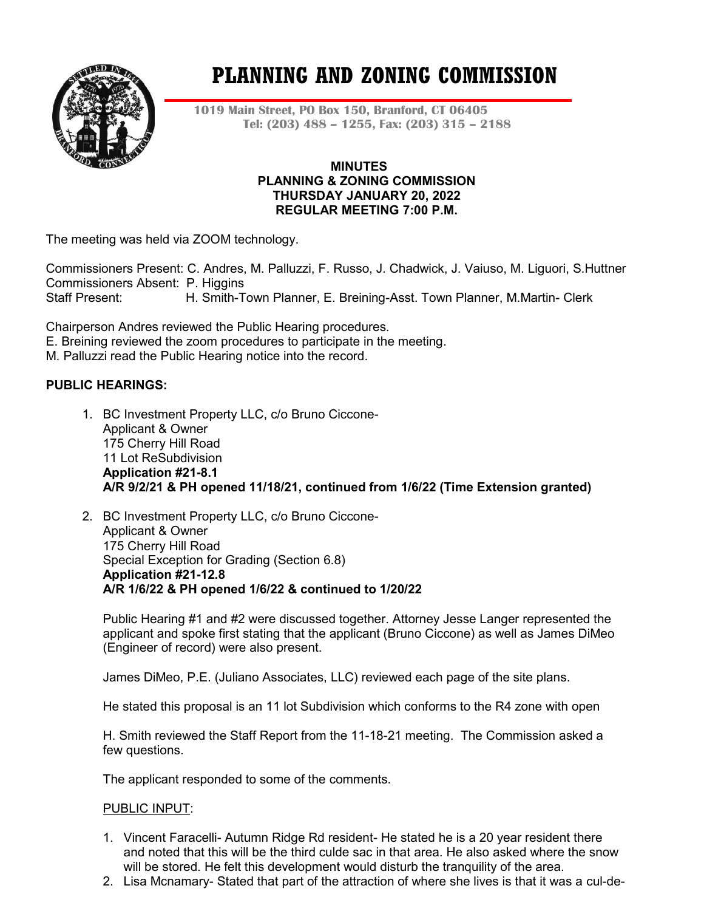# PLANNING AND ZONING COMMISSION

**1019 Main Street, PO Box 150, Branford, CT 06405**
**Tel: (203) 488 – 1255, Fax: (203) 315 – 2188**

**MINUTES**
**PLANNING & ZONING COMMISSION**
**THURSDAY JANUARY 20, 2022**
**REGULAR MEETING 7:00 P.M.**

The meeting was held via ZOOM technology.

Commissioners Present: C. Andres, M. Palluzzi, F. Russo, J. Chadwick, J. Vaiuso, M. Liguori, S.Huttner
Commissioners Absent: P. Higgins
Staff Present: H. Smith-Town Planner, E. Breining-Asst. Town Planner, M.Martin- Clerk

Chairperson Andres reviewed the Public Hearing procedures.
E. Breining reviewed the zoom procedures to participate in the meeting.
M. Palluzzi read the Public Hearing notice into the record.

**PUBLIC HEARINGS:**

1. BC Investment Property LLC, c/o Bruno Ciccone-
   Applicant & Owner
   175 Cherry Hill Road
   11 Lot ReSubdivision
   **Application #21-8.1**
   **A/R 9/2/21 & PH opened 11/18/21, continued from 1/6/22 (Time Extension granted)**

2. BC Investment Property LLC, c/o Bruno Ciccone-
   Applicant & Owner
   175 Cherry Hill Road
   Special Exception for Grading (Section 6.8)
   **Application #21-12.8**
   **A/R 1/6/22 & PH opened 1/6/22 & continued to 1/20/22**

   Public Hearing #1 and #2 were discussed together. Attorney Jesse Langer represented the applicant and spoke first stating that the applicant (Bruno Ciccone) as well as James DiMeo (Engineer of record) were also present.

   James DiMeo, P.E. (Juliano Associates, LLC) reviewed each page of the site plans.

   He stated this proposal is an 11 lot Subdivision which conforms to the R4 zone with open

   H. Smith reviewed the Staff Report from the 11-18-21 meeting. The Commission asked a few questions.

   The applicant responded to some of the comments.

   PUBLIC INPUT:

   1. Vincent Faracelli- Autumn Ridge Rd resident- He stated he is a 20 year resident there and noted that this will be the third culde sac in that area. He also asked where the snow will be stored. He felt this development would disturb the tranquility of the area.
   2. Lisa Mcnamary- Stated that part of the attraction of where she lives is that it was a cul-de-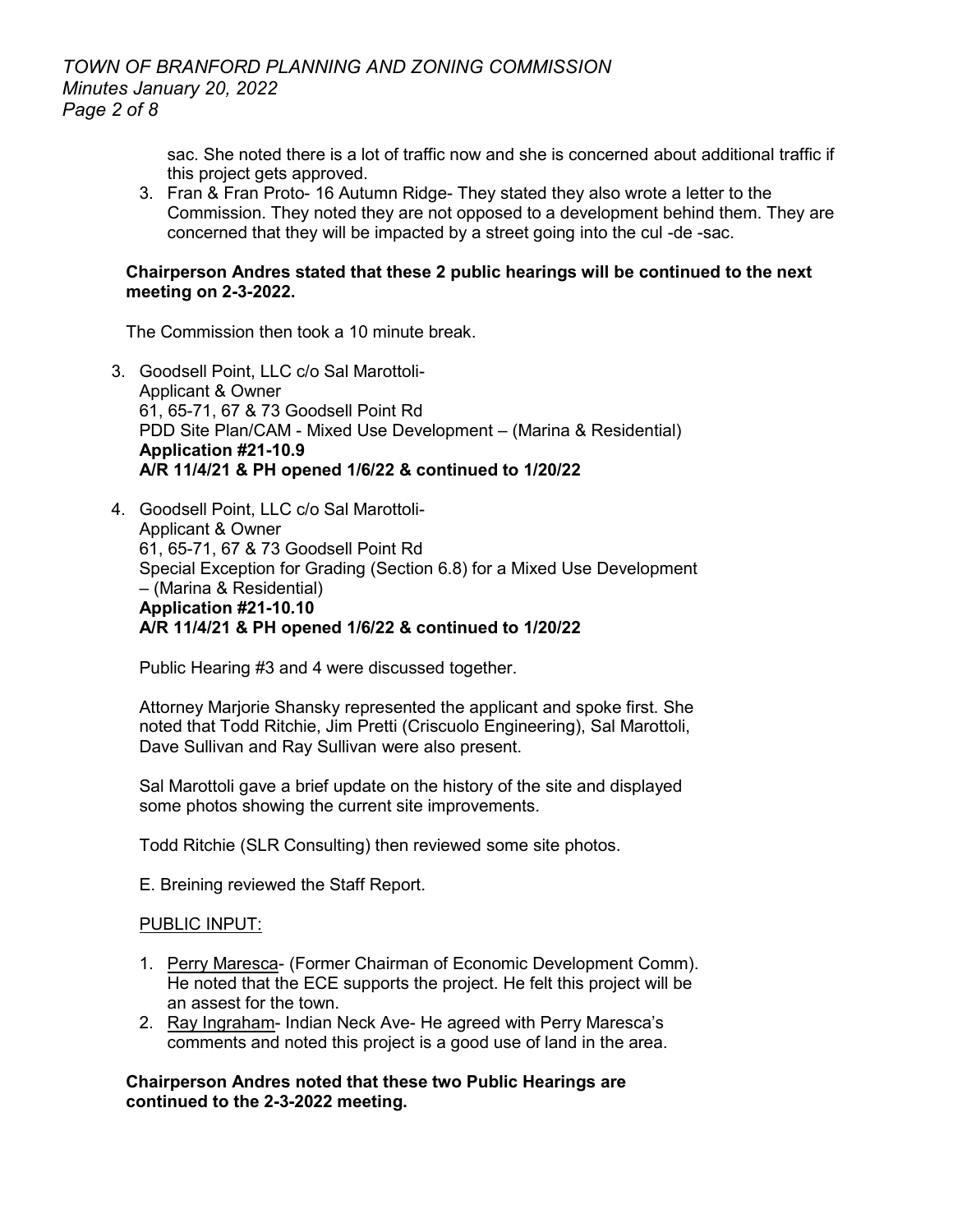sac. She noted there is a lot of traffic now and she is concerned about additional traffic if this project gets approved.

3. Fran & Fran Proto- 16 Autumn Ridge- They stated they also wrote a letter to the Commission. They noted they are not opposed to a development behind them. They are concerned that they will be impacted by a street going into the cul -de -sac.

**Chairperson Andres stated that these 2 public hearings will be continued to the next meeting on 2-3-2022.**

The Commission then took a 10 minute break.

3. Goodsell Point, LLC c/o Sal Marottoli-
   Applicant & Owner
   61, 65-71, 67 & 73 Goodsell Point Rd
   PDD Site Plan/CAM - Mixed Use Development – (Marina & Residential)
   **Application #21-10.9**
   **A/R 11/4/21 & PH opened 1/6/22 & continued to 1/20/22**

4. Goodsell Point, LLC c/o Sal Marottoli-
   Applicant & Owner
   61, 65-71, 67 & 73 Goodsell Point Rd
   Special Exception for Grading (Section 6.8) for a Mixed Use Development – (Marina & Residential)
   **Application #21-10.10**
   **A/R 11/4/21 & PH opened 1/6/22 & continued to 1/20/22**

Public Hearing #3 and 4 were discussed together.

Attorney Marjorie Shansky represented the applicant and spoke first. She noted that Todd Ritchie, Jim Pretti (Criscuolo Engineering), Sal Marottoli, Dave Sullivan and Ray Sullivan were also present.

Sal Marottoli gave a brief update on the history of the site and displayed some photos showing the current site improvements.

Todd Ritchie (SLR Consulting) then reviewed some site photos.

E. Breining reviewed the Staff Report.

PUBLIC INPUT:

1. Perry Maresca- (Former Chairman of Economic Development Comm). He noted that the ECE supports the project. He felt this project will be an assest for the town.
2. Ray Ingraham- Indian Neck Ave- He agreed with Perry Maresca's comments and noted this project is a good use of land in the area.

**Chairperson Andres noted that these two Public Hearings are continued to the 2-3-2022 meeting.**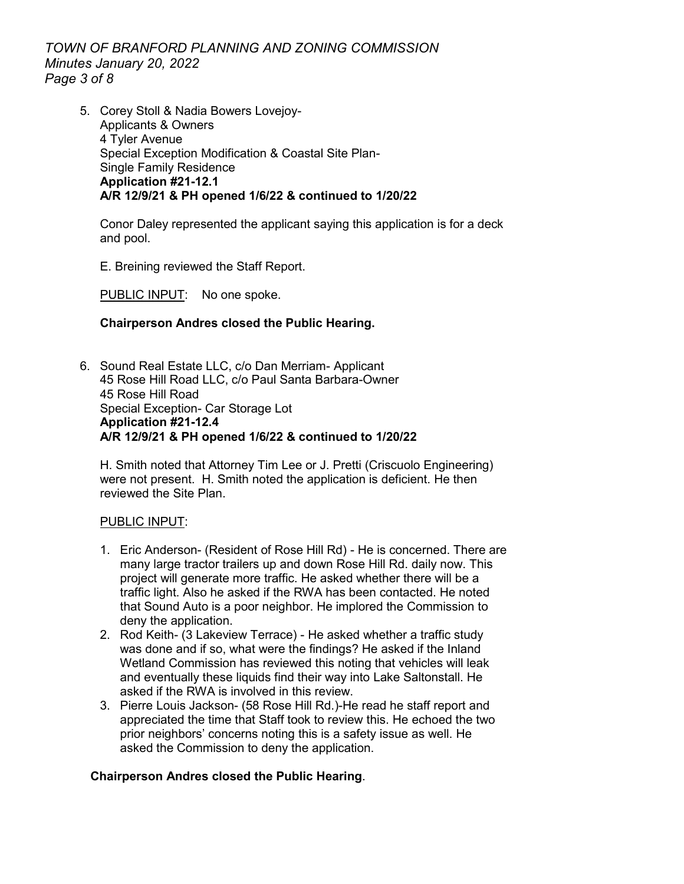5. Corey Stoll & Nadia Bowers Lovejoy-
   Applicants & Owners
   4 Tyler Avenue
   Special Exception Modification & Coastal Site Plan-
   Single Family Residence
   **Application #21-12.1**
   **A/R 12/9/21 & PH opened 1/6/22 & continued to 1/20/22**

   Conor Daley represented the applicant saying this application is for a deck and pool.

   E. Breining reviewed the Staff Report.

   PUBLIC INPUT: No one spoke.

   **Chairperson Andres closed the Public Hearing.**

6. Sound Real Estate LLC, c/o Dan Merriam- Applicant
   45 Rose Hill Road LLC, c/o Paul Santa Barbara-Owner
   45 Rose Hill Road
   Special Exception- Car Storage Lot
   **Application #21-12.4**
   **A/R 12/9/21 & PH opened 1/6/22 & continued to 1/20/22**

   H. Smith noted that Attorney Tim Lee or J. Pretti (Criscuolo Engineering) were not present. H. Smith noted the application is deficient. He then reviewed the Site Plan.

   PUBLIC INPUT:

   1. Eric Anderson- (Resident of Rose Hill Rd) - He is concerned. There are many large tractor trailers up and down Rose Hill Rd. daily now. This project will generate more traffic. He asked whether there will be a traffic light. Also he asked if the RWA has been contacted. He noted that Sound Auto is a poor neighbor. He implored the Commission to deny the application.
   2. Rod Keith- (3 Lakeview Terrace) - He asked whether a traffic study was done and if so, what were the findings? He asked if the Inland Wetland Commission has reviewed this noting that vehicles will leak and eventually these liquids find their way into Lake Saltonstall. He asked if the RWA is involved in this review.
   3. Pierre Louis Jackson- (58 Rose Hill Rd.)-He read he staff report and appreciated the time that Staff took to review this. He echoed the two prior neighbors' concerns noting this is a safety issue as well. He asked the Commission to deny the application.

   **Chairperson Andres closed the Public Hearing**.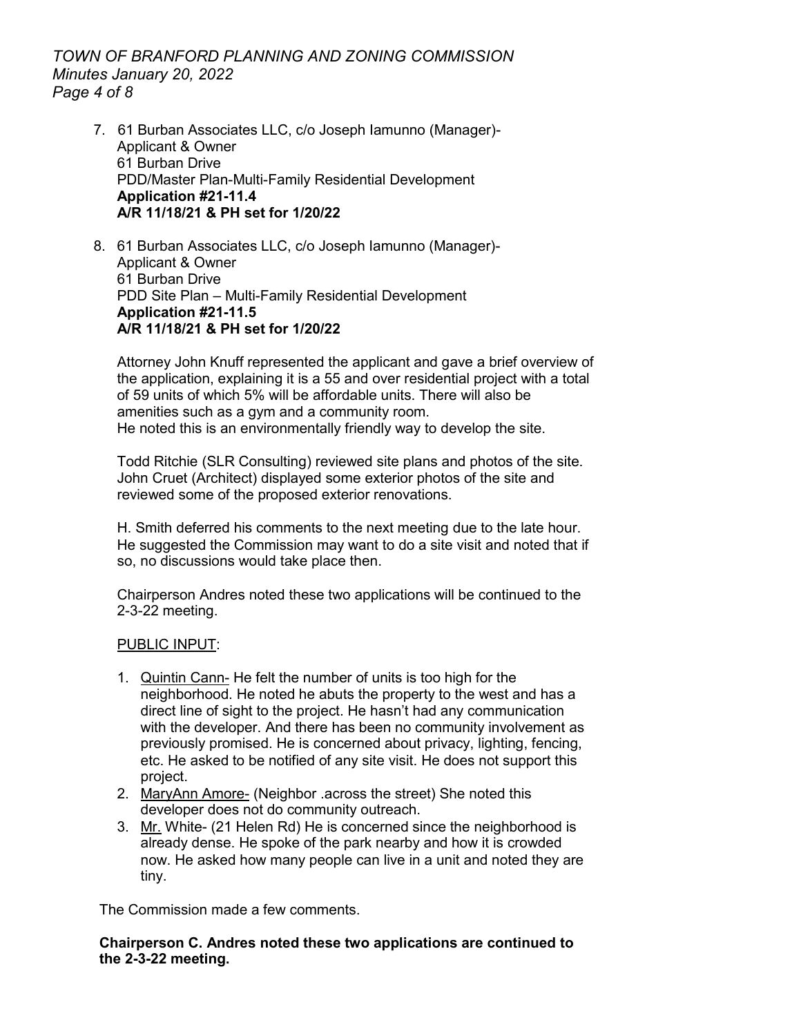7. 61 Burban Associates LLC, c/o Joseph Iamunno (Manager)-
   Applicant & Owner
   61 Burban Drive
   PDD/Master Plan-Multi-Family Residential Development
   **Application #21-11.4**
   **A/R 11/18/21 & PH set for 1/20/22**

8. 61 Burban Associates LLC, c/o Joseph Iamunno (Manager)-
   Applicant & Owner
   61 Burban Drive
   PDD Site Plan – Multi-Family Residential Development
   **Application #21-11.5**
   **A/R 11/18/21 & PH set for 1/20/22**

   Attorney John Knuff represented the applicant and gave a brief overview of the application, explaining it is a 55 and over residential project with a total of 59 units of which 5% will be affordable units. There will also be amenities such as a gym and a community room.
   He noted this is an environmentally friendly way to develop the site.

   Todd Ritchie (SLR Consulting) reviewed site plans and photos of the site. John Cruet (Architect) displayed some exterior photos of the site and reviewed some of the proposed exterior renovations.

   H. Smith deferred his comments to the next meeting due to the late hour. He suggested the Commission may want to do a site visit and noted that if so, no discussions would take place then.

   Chairperson Andres noted these two applications will be continued to the 2-3-22 meeting.

   PUBLIC INPUT:

   1. Quintin Cann- He felt the number of units is too high for the neighborhood. He noted he abuts the property to the west and has a direct line of sight to the project. He hasn't had any communication with the developer. And there has been no community involvement as previously promised. He is concerned about privacy, lighting, fencing, etc. He asked to be notified of any site visit. He does not support this project.
   2. MaryAnn Amore- (Neighbor .across the street) She noted this developer does not do community outreach.
   3. Mr. White- (21 Helen Rd) He is concerned since the neighborhood is already dense. He spoke of the park nearby and how it is crowded now. He asked how many people can live in a unit and noted they are tiny.

The Commission made a few comments.

**Chairperson C. Andres noted these two applications are continued to the 2-3-22 meeting.**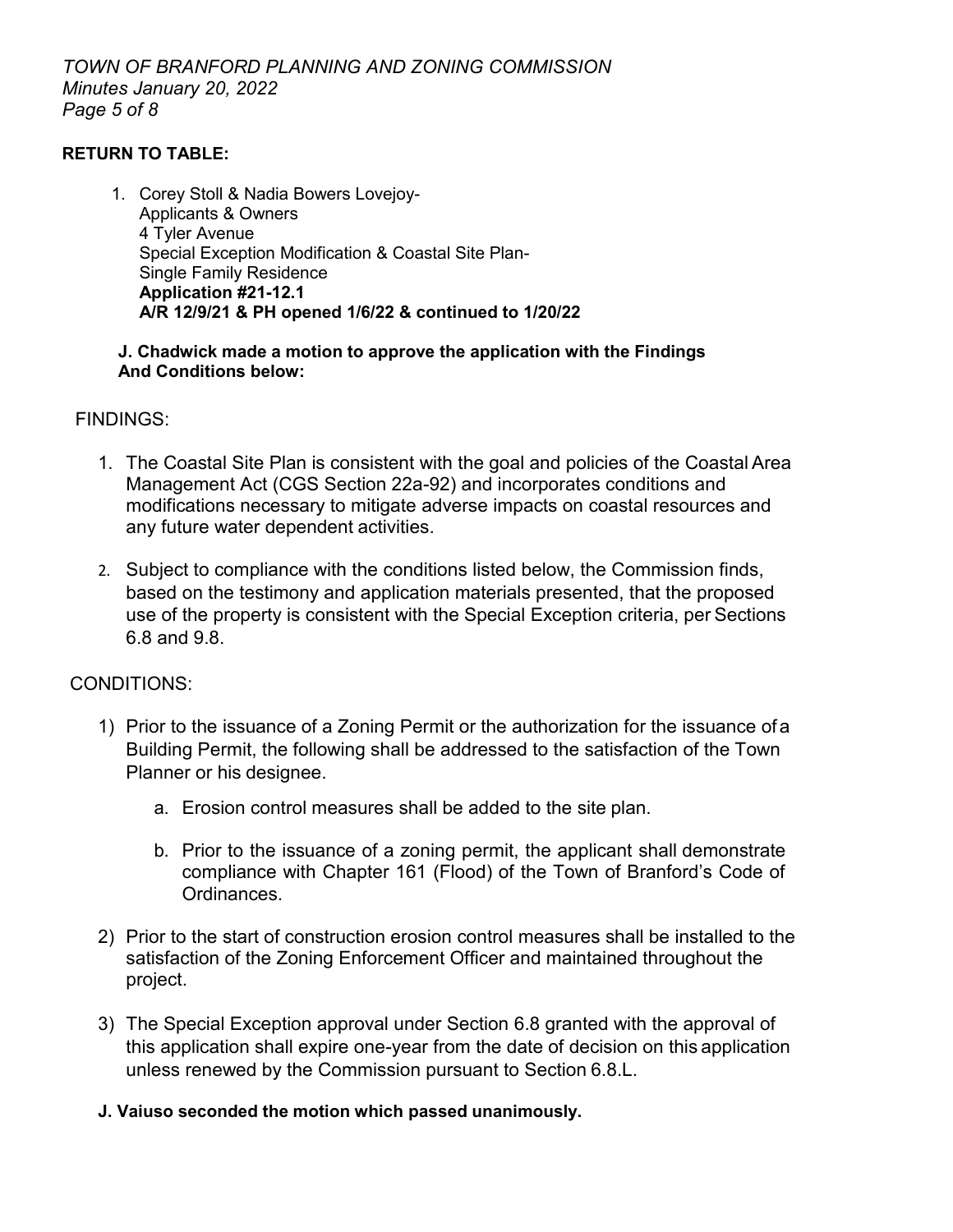**RETURN TO TABLE:**

1. Corey Stoll & Nadia Bowers Lovejoy-
   Applicants & Owners
   4 Tyler Avenue
   Special Exception Modification & Coastal Site Plan-
   Single Family Residence
   **Application #21-12.1**
   **A/R 12/9/21 & PH opened 1/6/22 & continued to 1/20/22**

**J. Chadwick made a motion to approve the application with the Findings And Conditions below:**

FINDINGS:

1. The Coastal Site Plan is consistent with the goal and policies of the Coastal Area Management Act (CGS Section 22a-92) and incorporates conditions and modifications necessary to mitigate adverse impacts on coastal resources and any future water dependent activities.

2. Subject to compliance with the conditions listed below, the Commission finds, based on the testimony and application materials presented, that the proposed use of the property is consistent with the Special Exception criteria, per Sections 6.8 and 9.8.

CONDITIONS:

1) Prior to the issuance of a Zoning Permit or the authorization for the issuance of a Building Permit, the following shall be addressed to the satisfaction of the Town Planner or his designee.

   a. Erosion control measures shall be added to the site plan.

   b. Prior to the issuance of a zoning permit, the applicant shall demonstrate compliance with Chapter 161 (Flood) of the Town of Branford's Code of Ordinances.

2) Prior to the start of construction erosion control measures shall be installed to the satisfaction of the Zoning Enforcement Officer and maintained throughout the project.

3) The Special Exception approval under Section 6.8 granted with the approval of this application shall expire one-year from the date of decision on this application unless renewed by the Commission pursuant to Section 6.8.L.

**J. Vaiuso seconded the motion which passed unanimously.**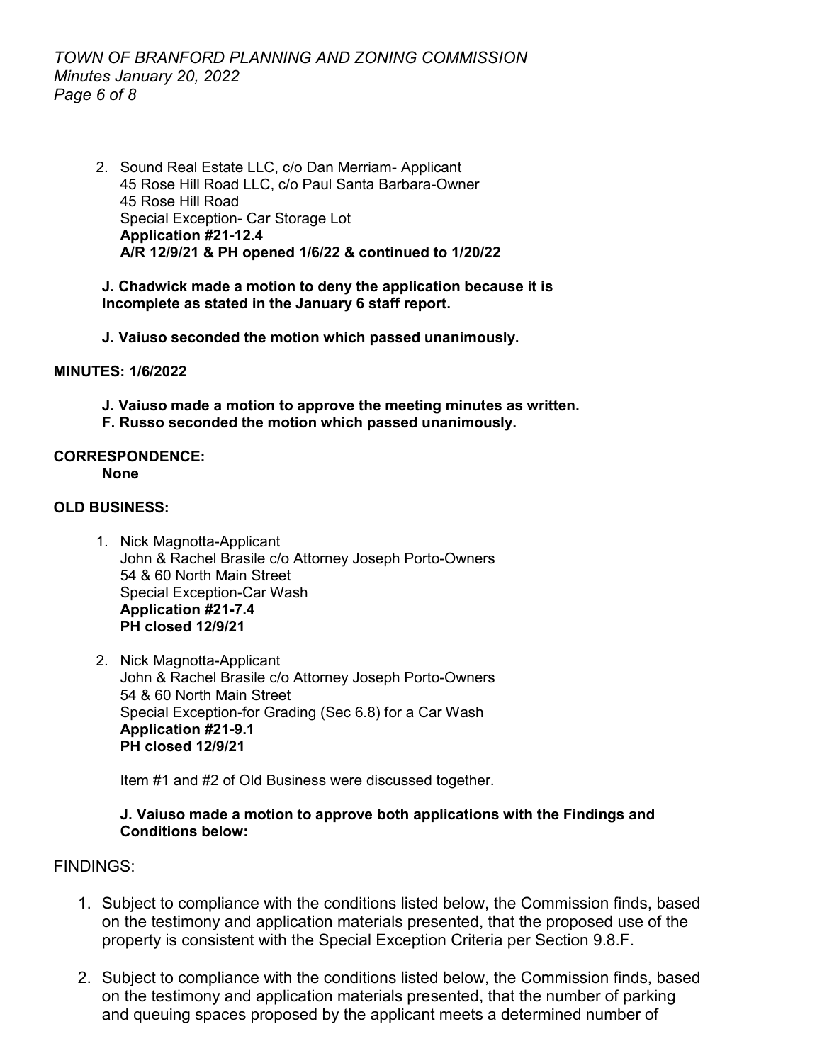2. Sound Real Estate LLC, c/o Dan Merriam- Applicant
   45 Rose Hill Road LLC, c/o Paul Santa Barbara-Owner
   45 Rose Hill Road
   Special Exception- Car Storage Lot
   **Application #21-12.4**
   **A/R 12/9/21 & PH opened 1/6/22 & continued to 1/20/22**

   **J. Chadwick made a motion to deny the application because it is Incomplete as stated in the January 6 staff report.**

   **J. Vaiuso seconded the motion which passed unanimously.**

**MINUTES: 1/6/2022**

**J. Vaiuso made a motion to approve the meeting minutes as written.**
**F. Russo seconded the motion which passed unanimously.**

**CORRESPONDENCE:**
**None**

**OLD BUSINESS:**

1. Nick Magnotta-Applicant
   John & Rachel Brasile c/o Attorney Joseph Porto-Owners
   54 & 60 North Main Street
   Special Exception-Car Wash
   **Application #21-7.4**
   **PH closed 12/9/21**

2. Nick Magnotta-Applicant
   John & Rachel Brasile c/o Attorney Joseph Porto-Owners
   54 & 60 North Main Street
   Special Exception-for Grading (Sec 6.8) for a Car Wash
   **Application #21-9.1**
   **PH closed 12/9/21**

   Item #1 and #2 of Old Business were discussed together.

   **J. Vaiuso made a motion to approve both applications with the Findings and Conditions below:**

FINDINGS:

1. Subject to compliance with the conditions listed below, the Commission finds, based on the testimony and application materials presented, that the proposed use of the property is consistent with the Special Exception Criteria per Section 9.8.F.

2. Subject to compliance with the conditions listed below, the Commission finds, based on the testimony and application materials presented, that the number of parking and queuing spaces proposed by the applicant meets a determined number of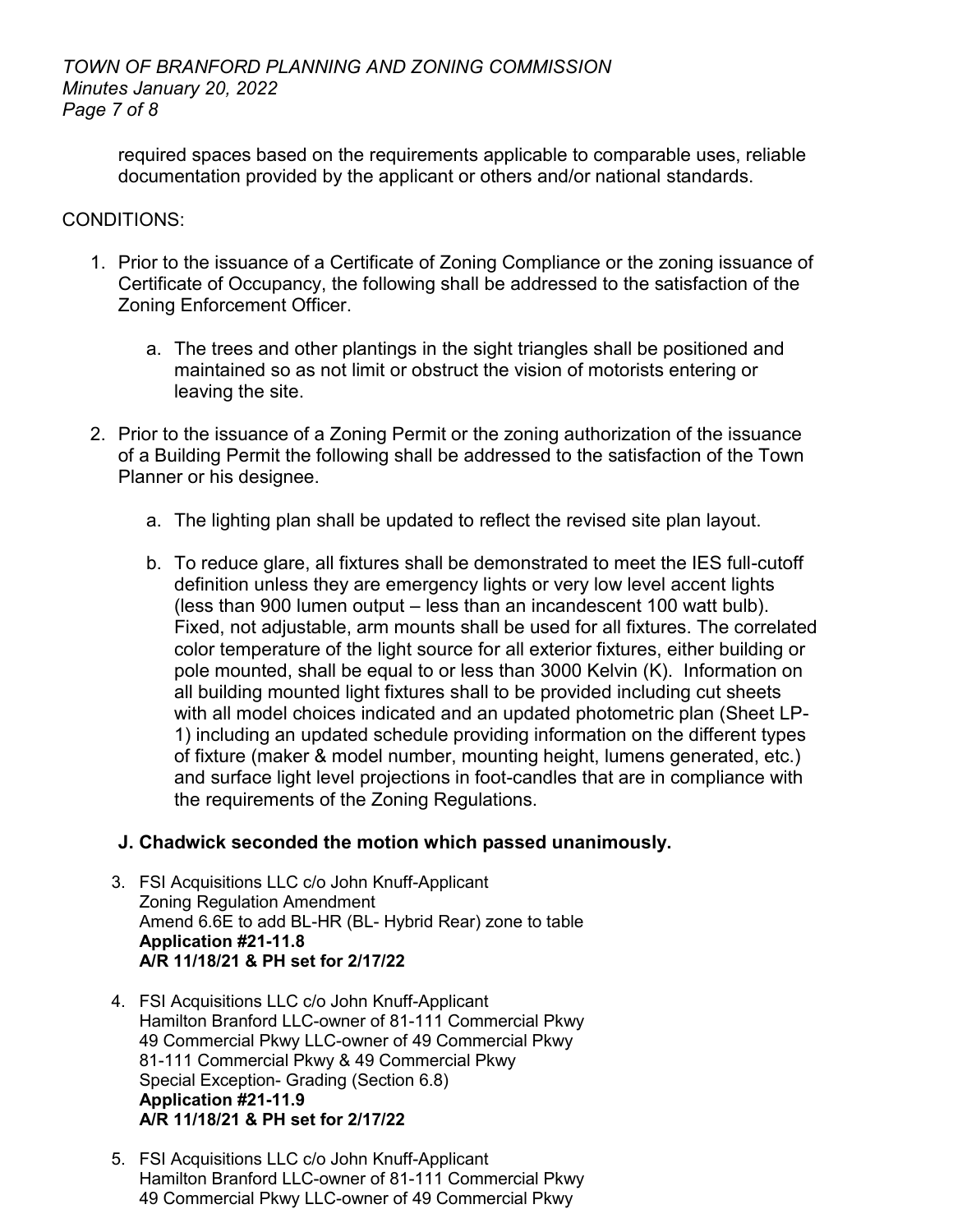required spaces based on the requirements applicable to comparable uses, reliable documentation provided by the applicant or others and/or national standards.

CONDITIONS:

1. Prior to the issuance of a Certificate of Zoning Compliance or the zoning issuance of Certificate of Occupancy, the following shall be addressed to the satisfaction of the Zoning Enforcement Officer.

    a. The trees and other plantings in the sight triangles shall be positioned and maintained so as not limit or obstruct the vision of motorists entering or leaving the site.

2. Prior to the issuance of a Zoning Permit or the zoning authorization of the issuance of a Building Permit the following shall be addressed to the satisfaction of the Town Planner or his designee.

    a. The lighting plan shall be updated to reflect the revised site plan layout.

    b. To reduce glare, all fixtures shall be demonstrated to meet the IES full-cutoff definition unless they are emergency lights or very low level accent lights (less than 900 lumen output – less than an incandescent 100 watt bulb). Fixed, not adjustable, arm mounts shall be used for all fixtures. The correlated color temperature of the light source for all exterior fixtures, either building or pole mounted, shall be equal to or less than 3000 Kelvin (K). Information on all building mounted light fixtures shall to be provided including cut sheets with all model choices indicated and an updated photometric plan (Sheet LP-1) including an updated schedule providing information on the different types of fixture (maker & model number, mounting height, lumens generated, etc.) and surface light level projections in foot-candles that are in compliance with the requirements of the Zoning Regulations.

**J. Chadwick seconded the motion which passed unanimously.**

3. FSI Acquisitions LLC c/o John Knuff-Applicant
   Zoning Regulation Amendment
   Amend 6.6E to add BL-HR (BL- Hybrid Rear) zone to table
   **Application #21-11.8**
   **A/R 11/18/21 & PH set for 2/17/22**

4. FSI Acquisitions LLC c/o John Knuff-Applicant
   Hamilton Branford LLC-owner of 81-111 Commercial Pkwy
   49 Commercial Pkwy LLC-owner of 49 Commercial Pkwy
   81-111 Commercial Pkwy & 49 Commercial Pkwy
   Special Exception- Grading (Section 6.8)
   **Application #21-11.9**
   **A/R 11/18/21 & PH set for 2/17/22**

5. FSI Acquisitions LLC c/o John Knuff-Applicant
   Hamilton Branford LLC-owner of 81-111 Commercial Pkwy
   49 Commercial Pkwy LLC-owner of 49 Commercial Pkwy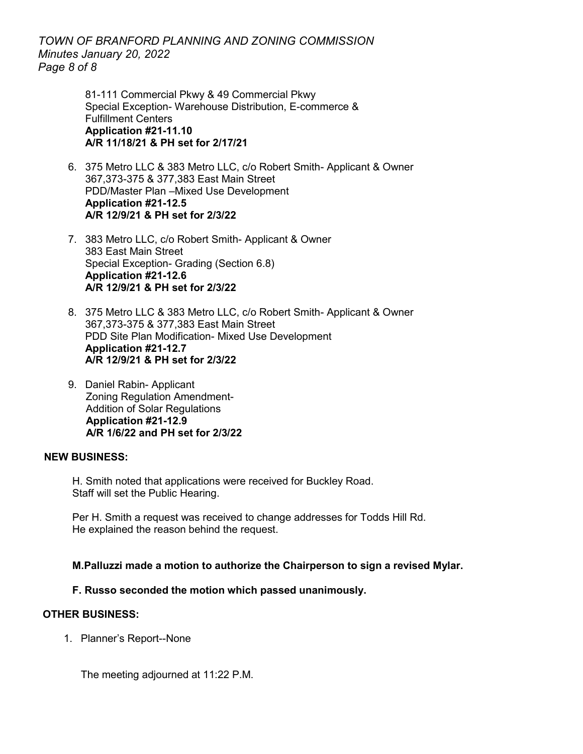81-111 Commercial Pkwy & 49 Commercial Pkwy
Special Exception- Warehouse Distribution, E-commerce & Fulfillment Centers
**Application #21-11.10**
**A/R 11/18/21 & PH set for 2/17/21**

6. 375 Metro LLC & 383 Metro LLC, c/o Robert Smith- Applicant & Owner
   367,373-375 & 377,383 East Main Street
   PDD/Master Plan –Mixed Use Development
   **Application #21-12.5**
   **A/R 12/9/21 & PH set for 2/3/22**

7. 383 Metro LLC, c/o Robert Smith- Applicant & Owner
   383 East Main Street
   Special Exception- Grading (Section 6.8)
   **Application #21-12.6**
   **A/R 12/9/21 & PH set for 2/3/22**

8. 375 Metro LLC & 383 Metro LLC, c/o Robert Smith- Applicant & Owner
   367,373-375 & 377,383 East Main Street
   PDD Site Plan Modification- Mixed Use Development
   **Application #21-12.7**
   **A/R 12/9/21 & PH set for 2/3/22**

9. Daniel Rabin- Applicant
   Zoning Regulation Amendment-
   Addition of Solar Regulations
   **Application #21-12.9**
   **A/R 1/6/22 and PH set for 2/3/22**

**NEW BUSINESS:**

H. Smith noted that applications were received for Buckley Road.
Staff will set the Public Hearing.

Per H. Smith a request was received to change addresses for Todds Hill Rd.
He explained the reason behind the request.

**M.Palluzzi made a motion to authorize the Chairperson to sign a revised Mylar.**

**F. Russo seconded the motion which passed unanimously.**

**OTHER BUSINESS:**

1. Planner's Report--None

The meeting adjourned at 11:22 P.M.